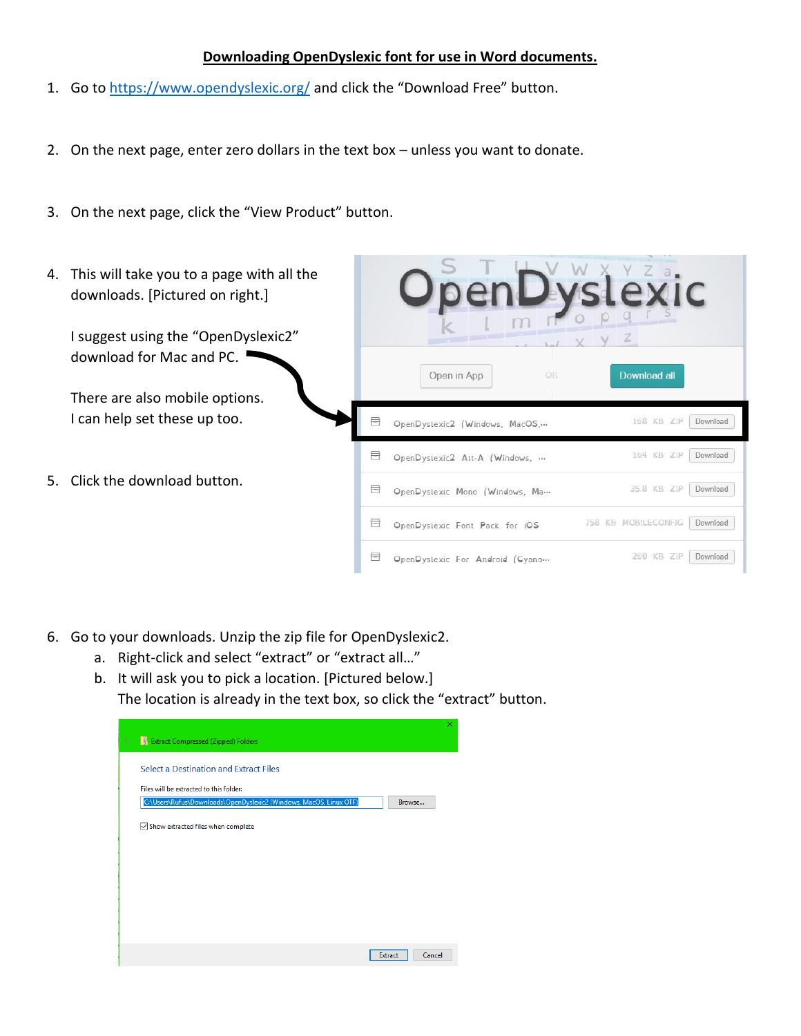# Downloading OpenDyslexic font for use in Word documents.

1. Go to https://www.opendyslexic.org/ and click the "Download Free" button.

2. On the next page, enter zero dollars in the text box – unless you want to donate.

3. On the next page, click the "View Product" button.

4. This will take you to a page with all the downloads. [Pictured on right.]

   I suggest using the "OpenDyslexic2" download for Mac and PC.

   There are also mobile options. I can help set these up too.

5. Click the download button.

6. Go to your downloads. Unzip the zip file for OpenDyslexic2.
   a. Right-click and select "extract" or "extract all…"
   b. It will ask you to pick a location. [Pictured below.]
      The location is already in the text box, so click the "extract" button.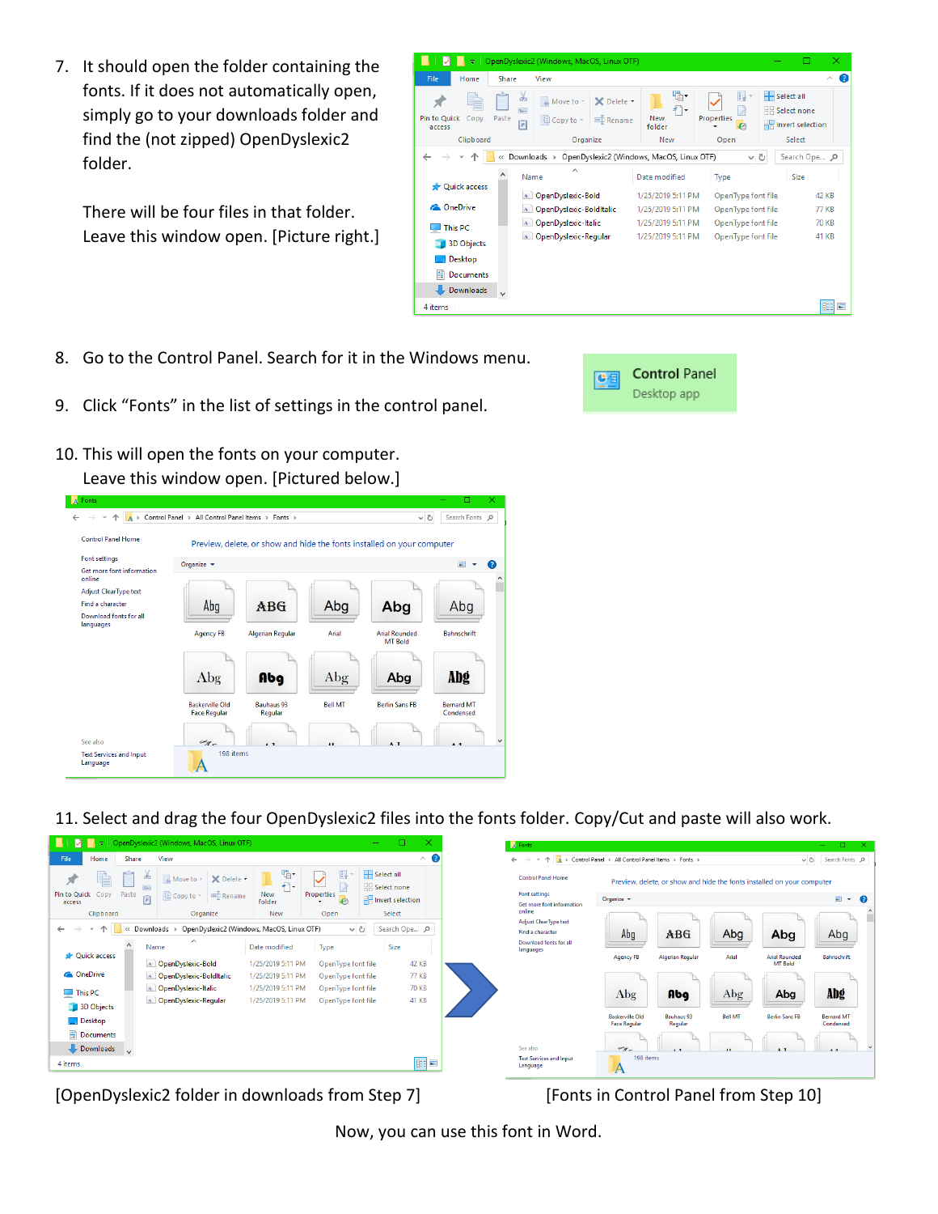7. It should open the folder containing the fonts. If it does not automatically open, simply go to your downloads folder and find the (not zipped) OpenDyslexic2 folder.

   There will be four files in that folder. Leave this window open. [Picture right.]

8. Go to the Control Panel. Search for it in the Windows menu.

9. Click "Fonts" in the list of settings in the control panel.

10. This will open the fonts on your computer. Leave this window open. [Pictured below.]

11. Select and drag the four OpenDyslexic2 files into the fonts folder. Copy/Cut and paste will also work.

[OpenDyslexic2 folder in downloads from Step 7] [Fonts in Control Panel from Step 10]

Now, you can use this font in Word.